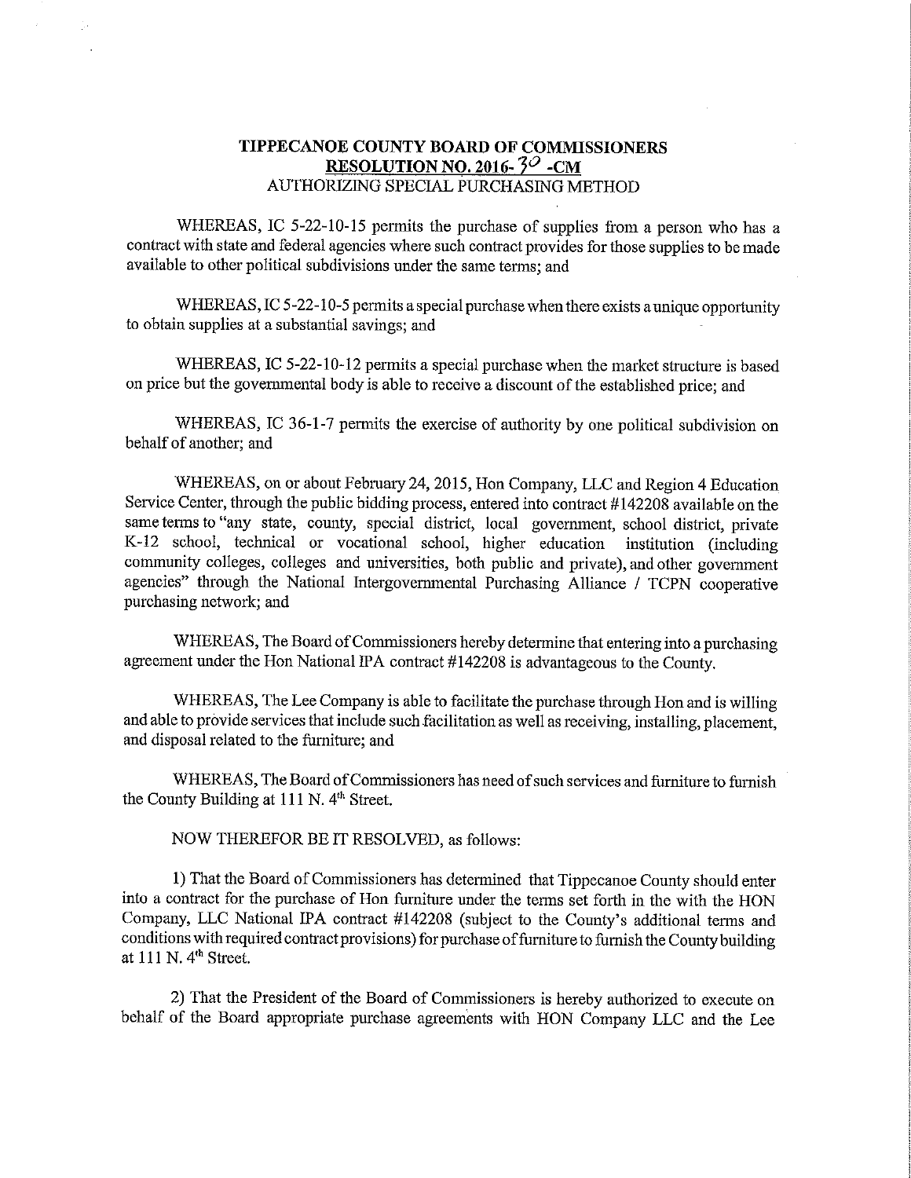**TIPPECANOE COUNTY BOARD OF COMMISSIONERS**
**RESOLUTION NO. 2016- 30 -CM**
AUTHORIZING SPECIAL PURCHASING METHOD

WHEREAS, IC 5-22-10-15 permits the purchase of supplies from a person who has a contract with state and federal agencies where such contract provides for those supplies to be made available to other political subdivisions under the same terms; and

WHEREAS, IC 5-22-10-5 permits a special purchase when there exists a unique opportunity to obtain supplies at a substantial savings; and

WHEREAS, IC 5-22-10-12 permits a special purchase when the market structure is based on price but the governmental body is able to receive a discount of the established price; and

WHEREAS, IC 36-1-7 permits the exercise of authority by one political subdivision on behalf of another; and

WHEREAS, on or about February 24, 2015, Hon Company, LLC and Region 4 Education Service Center, through the public bidding process, entered into contract #142208 available on the same terms to "any state, county, special district, local government, school district, private K-12 school, technical or vocational school, higher education institution (including community colleges, colleges and universities, both public and private), and other government agencies" through the National Intergovernmental Purchasing Alliance / TCPN cooperative purchasing network; and

WHEREAS, The Board of Commissioners hereby determine that entering into a purchasing agreement under the Hon National IPA contract #142208 is advantageous to the County.

WHEREAS, The Lee Company is able to facilitate the purchase through Hon and is willing and able to provide services that include such facilitation as well as receiving, installing, placement, and disposal related to the furniture; and

WHEREAS, The Board of Commissioners has need of such services and furniture to furnish the County Building at 111 N. 4th Street.

NOW THEREFOR BE IT RESOLVED, as follows:

1) That the Board of Commissioners has determined that Tippecanoe County should enter into a contract for the purchase of Hon furniture under the terms set forth in the with the HON Company, LLC National IPA contract #142208 (subject to the County's additional terms and conditions with required contract provisions) for purchase of furniture to furnish the County building at 111 N. 4th Street.

2) That the President of the Board of Commissioners is hereby authorized to execute on behalf of the Board appropriate purchase agreements with HON Company LLC and the Lee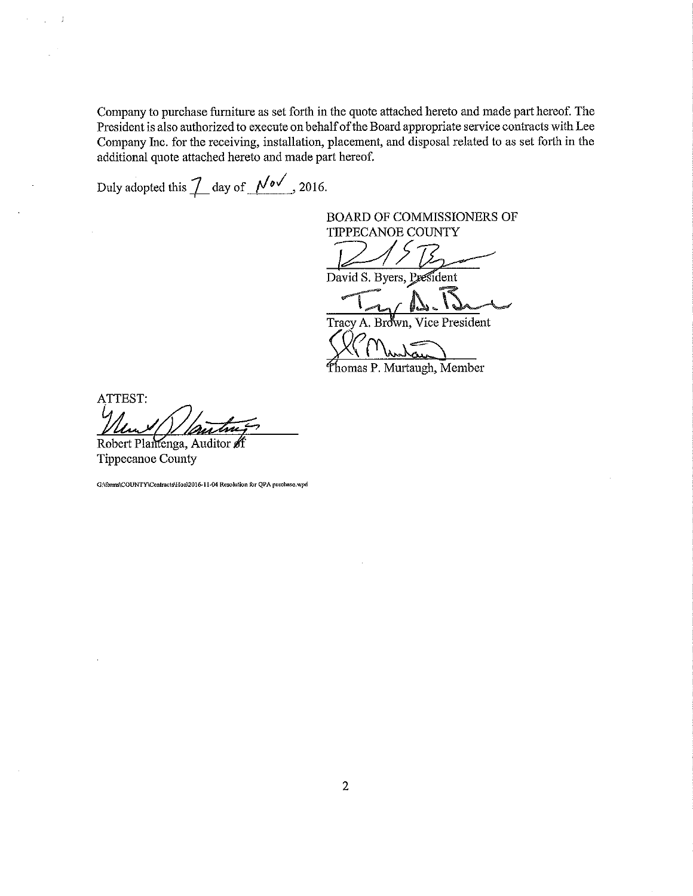Company to purchase furniture as set forth in the quote attached hereto and made part hereof. The President is also authorized to execute on behalf of the Board appropriate service contracts with Lee Company Inc. for the receiving, installation, placement, and disposal related to as set forth in the additional quote attached hereto and made part hereof.

Duly adopted this 7 day of Nov, 2016.

BOARD OF COMMISSIONERS OF
TIPPECANOE COUNTY

David S. Byers, President

Tracy A. Brown, Vice President

Thomas P. Murtaugh, Member

ATTEST:

Robert Plantenga, Auditor of
Tippecanoe County

G:\forms\COUNTY\Contracts\Hon\2016-11-04 Resolution for QPA purchase.wpd